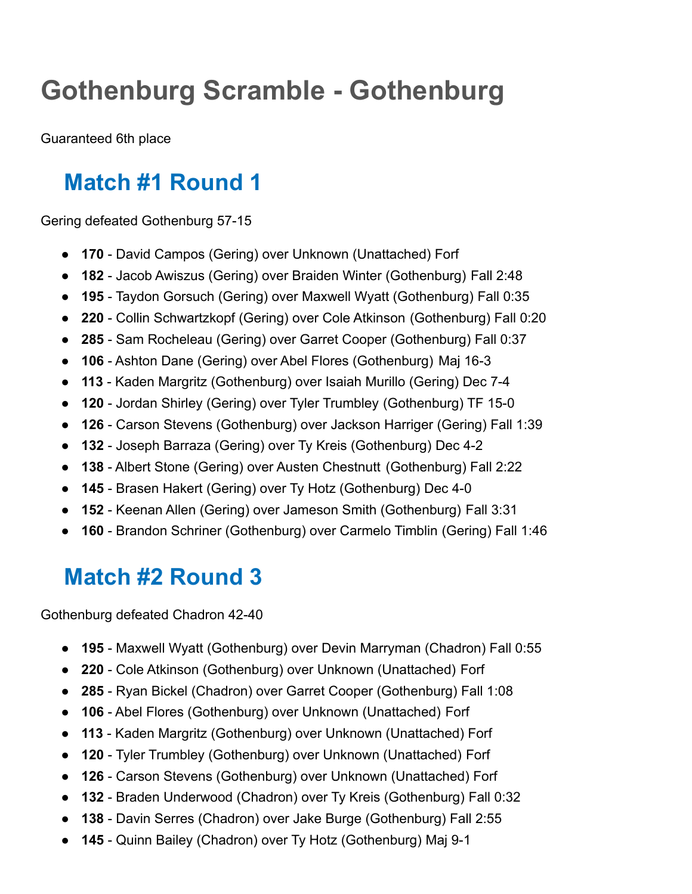# Gothenburg Scramble - Gothenburg

Guaranteed 6th place

## Match #1 Round 1

Gering defeated Gothenburg 57-15

- **170** - David Campos (Gering) over Unknown (Unattached) Forf
- **182** - Jacob Awiszus (Gering) over Braiden Winter (Gothenburg) Fall 2:48
- **195** - Taydon Gorsuch (Gering) over Maxwell Wyatt (Gothenburg) Fall 0:35
- **220** - Collin Schwartzkopf (Gering) over Cole Atkinson (Gothenburg) Fall 0:20
- **285** - Sam Rocheleau (Gering) over Garret Cooper (Gothenburg) Fall 0:37
- **106** - Ashton Dane (Gering) over Abel Flores (Gothenburg) Maj 16-3
- **113** - Kaden Margritz (Gothenburg) over Isaiah Murillo (Gering) Dec 7-4
- **120** - Jordan Shirley (Gering) over Tyler Trumbley (Gothenburg) TF 15-0
- **126** - Carson Stevens (Gothenburg) over Jackson Harriger (Gering) Fall 1:39
- **132** - Joseph Barraza (Gering) over Ty Kreis (Gothenburg) Dec 4-2
- **138** - Albert Stone (Gering) over Austen Chestnutt (Gothenburg) Fall 2:22
- **145** - Brasen Hakert (Gering) over Ty Hotz (Gothenburg) Dec 4-0
- **152** - Keenan Allen (Gering) over Jameson Smith (Gothenburg) Fall 3:31
- **160** - Brandon Schriner (Gothenburg) over Carmelo Timblin (Gering) Fall 1:46

## Match #2 Round 3

Gothenburg defeated Chadron 42-40

- **195** - Maxwell Wyatt (Gothenburg) over Devin Marryman (Chadron) Fall 0:55
- **220** - Cole Atkinson (Gothenburg) over Unknown (Unattached) Forf
- **285** - Ryan Bickel (Chadron) over Garret Cooper (Gothenburg) Fall 1:08
- **106** - Abel Flores (Gothenburg) over Unknown (Unattached) Forf
- **113** - Kaden Margritz (Gothenburg) over Unknown (Unattached) Forf
- **120** - Tyler Trumbley (Gothenburg) over Unknown (Unattached) Forf
- **126** - Carson Stevens (Gothenburg) over Unknown (Unattached) Forf
- **132** - Braden Underwood (Chadron) over Ty Kreis (Gothenburg) Fall 0:32
- **138** - Davin Serres (Chadron) over Jake Burge (Gothenburg) Fall 2:55
- **145** - Quinn Bailey (Chadron) over Ty Hotz (Gothenburg) Maj 9-1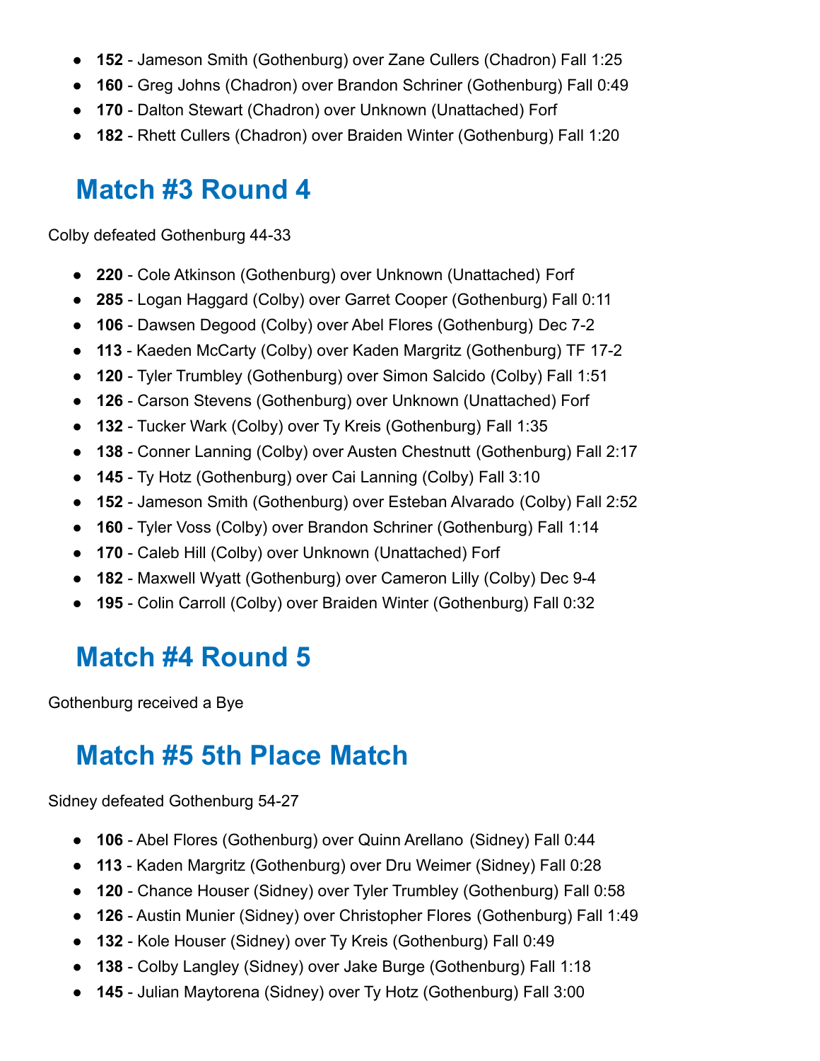- **152** - Jameson Smith (Gothenburg) over Zane Cullers (Chadron) Fall 1:25
- **160** - Greg Johns (Chadron) over Brandon Schriner (Gothenburg) Fall 0:49
- **170** - Dalton Stewart (Chadron) over Unknown (Unattached) Forf
- **182** - Rhett Cullers (Chadron) over Braiden Winter (Gothenburg) Fall 1:20

## Match #3 Round 4

Colby defeated Gothenburg 44-33

- **220** - Cole Atkinson (Gothenburg) over Unknown (Unattached) Forf
- **285** - Logan Haggard (Colby) over Garret Cooper (Gothenburg) Fall 0:11
- **106** - Dawsen Degood (Colby) over Abel Flores (Gothenburg) Dec 7-2
- **113** - Kaeden McCarty (Colby) over Kaden Margritz (Gothenburg) TF 17-2
- **120** - Tyler Trumbley (Gothenburg) over Simon Salcido (Colby) Fall 1:51
- **126** - Carson Stevens (Gothenburg) over Unknown (Unattached) Forf
- **132** - Tucker Wark (Colby) over Ty Kreis (Gothenburg) Fall 1:35
- **138** - Conner Lanning (Colby) over Austen Chestnutt (Gothenburg) Fall 2:17
- **145** - Ty Hotz (Gothenburg) over Cai Lanning (Colby) Fall 3:10
- **152** - Jameson Smith (Gothenburg) over Esteban Alvarado (Colby) Fall 2:52
- **160** - Tyler Voss (Colby) over Brandon Schriner (Gothenburg) Fall 1:14
- **170** - Caleb Hill (Colby) over Unknown (Unattached) Forf
- **182** - Maxwell Wyatt (Gothenburg) over Cameron Lilly (Colby) Dec 9-4
- **195** - Colin Carroll (Colby) over Braiden Winter (Gothenburg) Fall 0:32

## Match #4 Round 5

Gothenburg received a Bye

## Match #5 5th Place Match

Sidney defeated Gothenburg 54-27

- **106** - Abel Flores (Gothenburg) over Quinn Arellano (Sidney) Fall 0:44
- **113** - Kaden Margritz (Gothenburg) over Dru Weimer (Sidney) Fall 0:28
- **120** - Chance Houser (Sidney) over Tyler Trumbley (Gothenburg) Fall 0:58
- **126** - Austin Munier (Sidney) over Christopher Flores (Gothenburg) Fall 1:49
- **132** - Kole Houser (Sidney) over Ty Kreis (Gothenburg) Fall 0:49
- **138** - Colby Langley (Sidney) over Jake Burge (Gothenburg) Fall 1:18
- **145** - Julian Maytorena (Sidney) over Ty Hotz (Gothenburg) Fall 3:00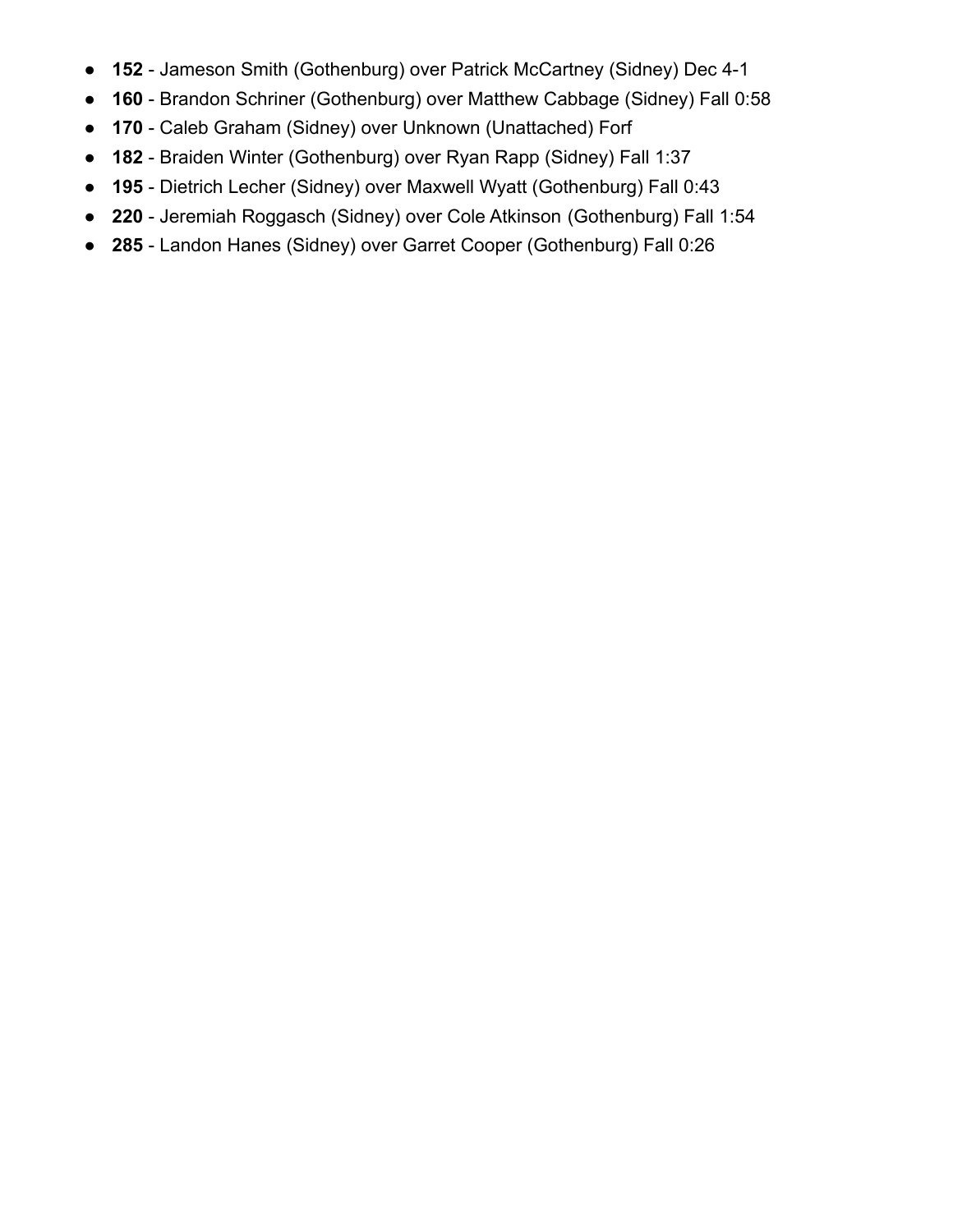- **152** - Jameson Smith (Gothenburg) over Patrick McCartney (Sidney) Dec 4-1
- **160** - Brandon Schriner (Gothenburg) over Matthew Cabbage (Sidney) Fall 0:58
- **170** - Caleb Graham (Sidney) over Unknown (Unattached) Forf
- **182** - Braiden Winter (Gothenburg) over Ryan Rapp (Sidney) Fall 1:37
- **195** - Dietrich Lecher (Sidney) over Maxwell Wyatt (Gothenburg) Fall 0:43
- **220** - Jeremiah Roggasch (Sidney) over Cole Atkinson (Gothenburg) Fall 1:54
- **285** - Landon Hanes (Sidney) over Garret Cooper (Gothenburg) Fall 0:26